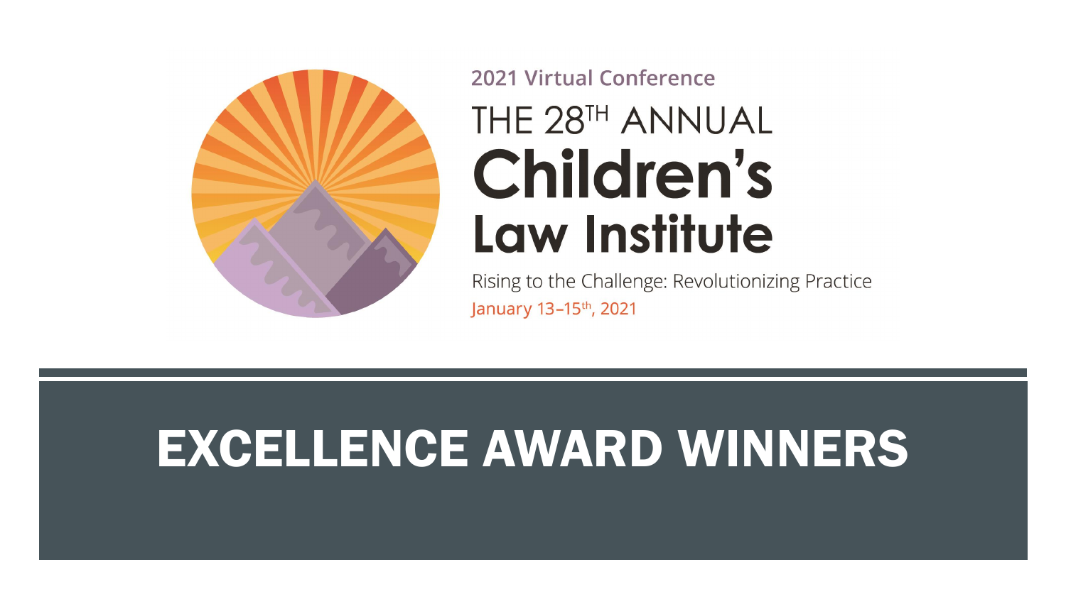2021 Virtual Conference

# THE 28TH ANNUAL Children's Law Institute

Rising to the Challenge: Revolutionizing Practice

January 13–15th, 2021

# EXCELLENCE AWARD WINNERS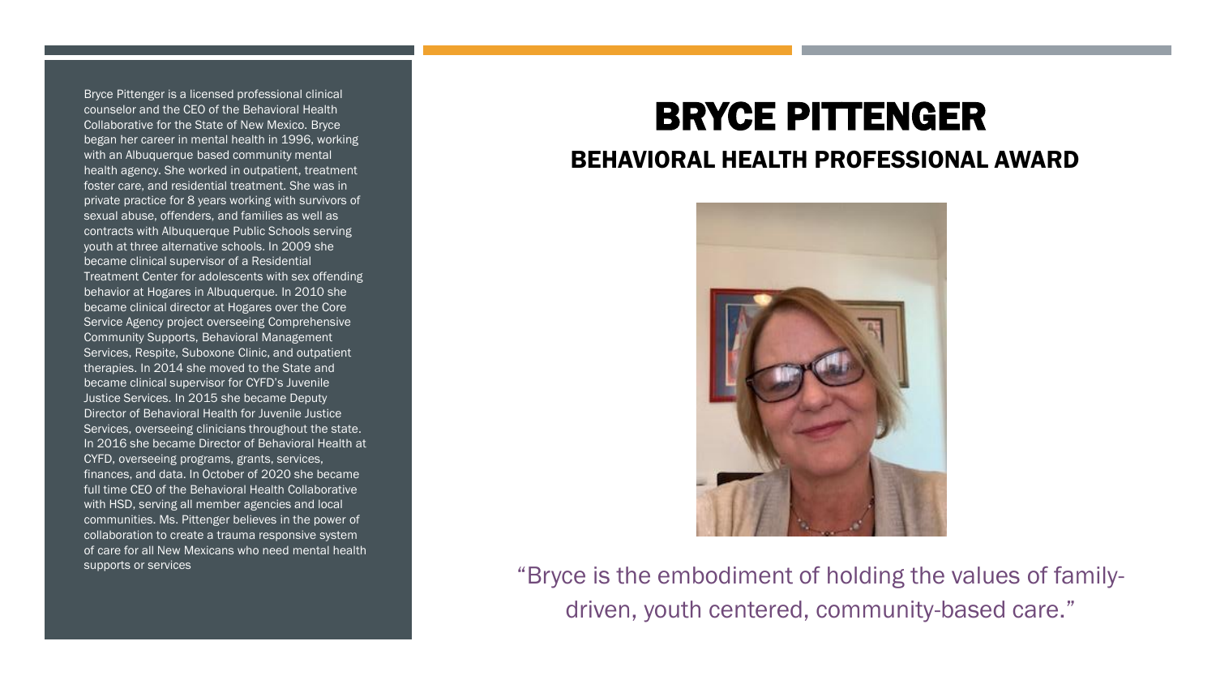# BRYCE PITTENGER

## BEHAVIORAL HEALTH PROFESSIONAL AWARD

Bryce Pittenger is a licensed professional clinical counselor and the CEO of the Behavioral Health Collaborative for the State of New Mexico. Bryce began her career in mental health in 1996, working with an Albuquerque based community mental health agency. She worked in outpatient, treatment foster care, and residential treatment. She was in private practice for 8 years working with survivors of sexual abuse, offenders, and families as well as contracts with Albuquerque Public Schools serving youth at three alternative schools. In 2009 she became clinical supervisor of a Residential Treatment Center for adolescents with sex offending behavior at Hogares in Albuquerque. In 2010 she became clinical director at Hogares over the Core Service Agency project overseeing Comprehensive Community Supports, Behavioral Management Services, Respite, Suboxone Clinic, and outpatient therapies. In 2014 she moved to the State and became clinical supervisor for CYFD's Juvenile Justice Services. In 2015 she became Deputy Director of Behavioral Health for Juvenile Justice Services, overseeing clinicians throughout the state. In 2016 she became Director of Behavioral Health at CYFD, overseeing programs, grants, services, finances, and data. In October of 2020 she became full time CEO of the Behavioral Health Collaborative with HSD, serving all member agencies and local communities. Ms. Pittenger believes in the power of collaboration to create a trauma responsive system of care for all New Mexicans who need mental health supports or services

"Bryce is the embodiment of holding the values of family-driven, youth centered, community-based care."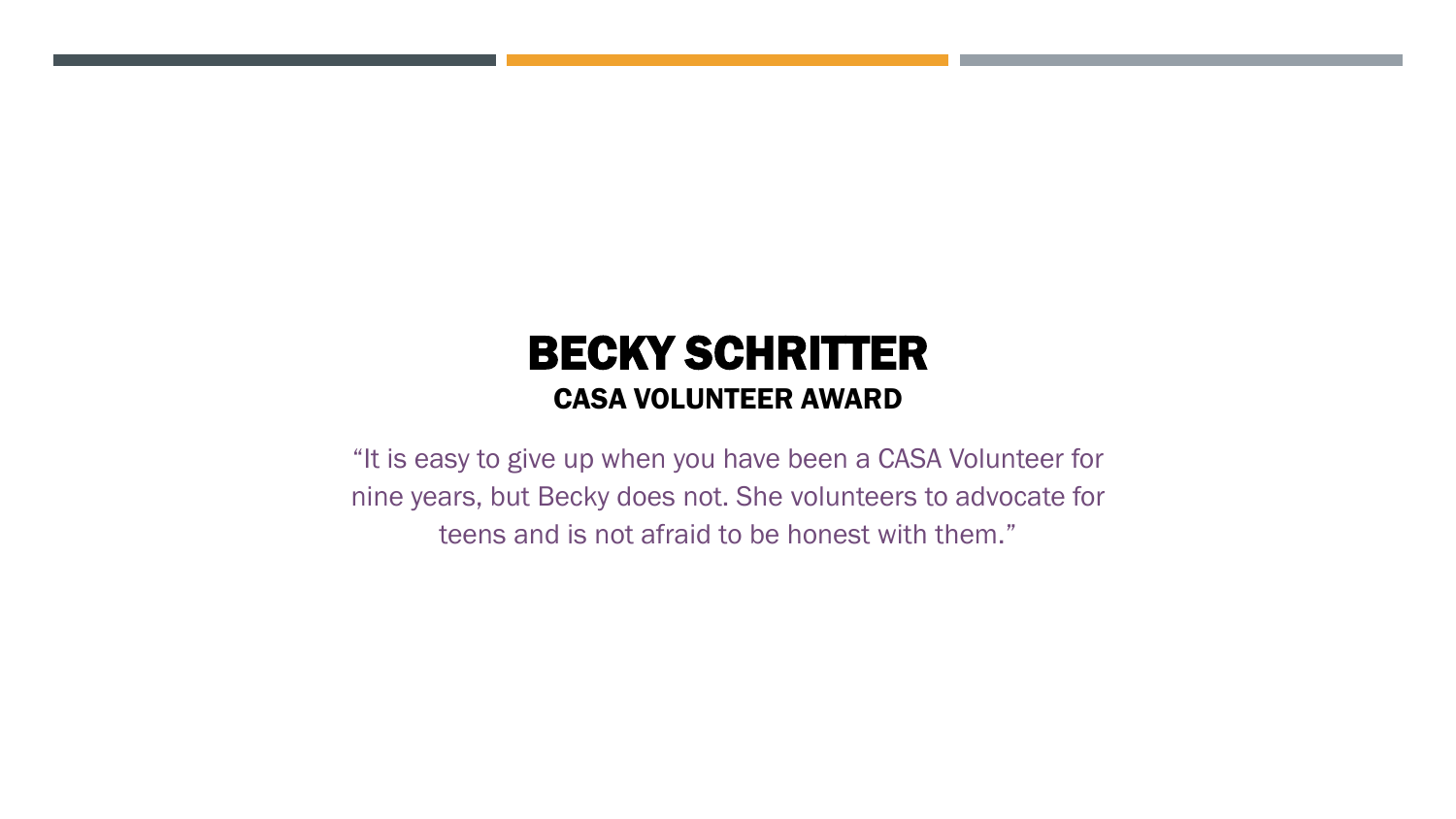# BECKY SCHRITTER

## CASA VOLUNTEER AWARD

"It is easy to give up when you have been a CASA Volunteer for nine years, but Becky does not. She volunteers to advocate for teens and is not afraid to be honest with them."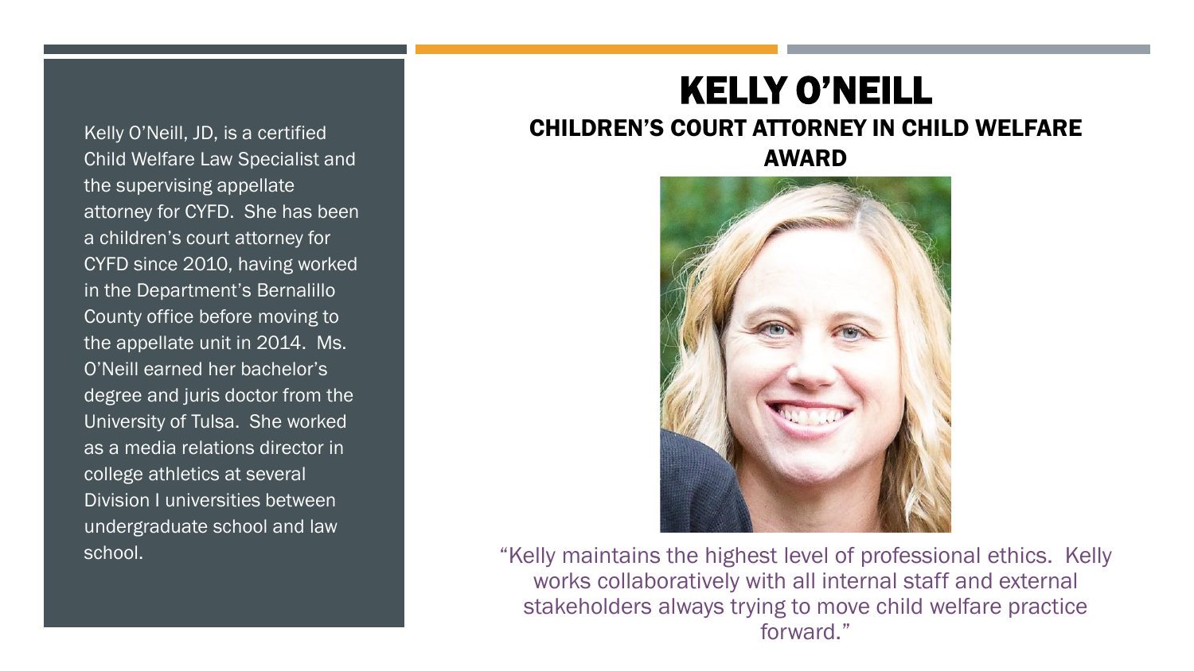# KELLY O'NEILL

## CHILDREN'S COURT ATTORNEY IN CHILD WELFARE AWARD

Kelly O'Neill, JD, is a certified Child Welfare Law Specialist and the supervising appellate attorney for CYFD. She has been a children's court attorney for CYFD since 2010, having worked in the Department's Bernalillo County office before moving to the appellate unit in 2014. Ms. O'Neill earned her bachelor's degree and juris doctor from the University of Tulsa. She worked as a media relations director in college athletics at several Division I universities between undergraduate school and law school.

"Kelly maintains the highest level of professional ethics. Kelly works collaboratively with all internal staff and external stakeholders always trying to move child welfare practice forward."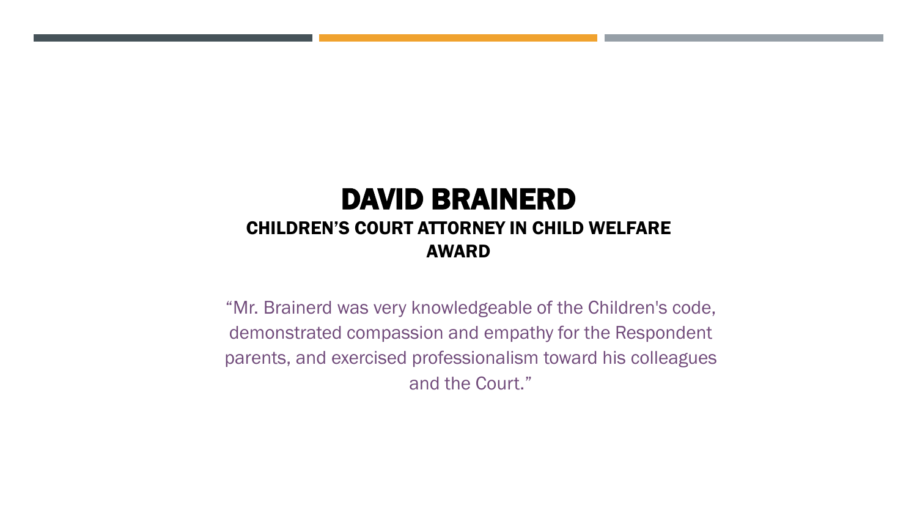# DAVID BRAINERD

## CHILDREN'S COURT ATTORNEY IN CHILD WELFARE AWARD

"Mr. Brainerd was very knowledgeable of the Children's code, demonstrated compassion and empathy for the Respondent parents, and exercised professionalism toward his colleagues and the Court."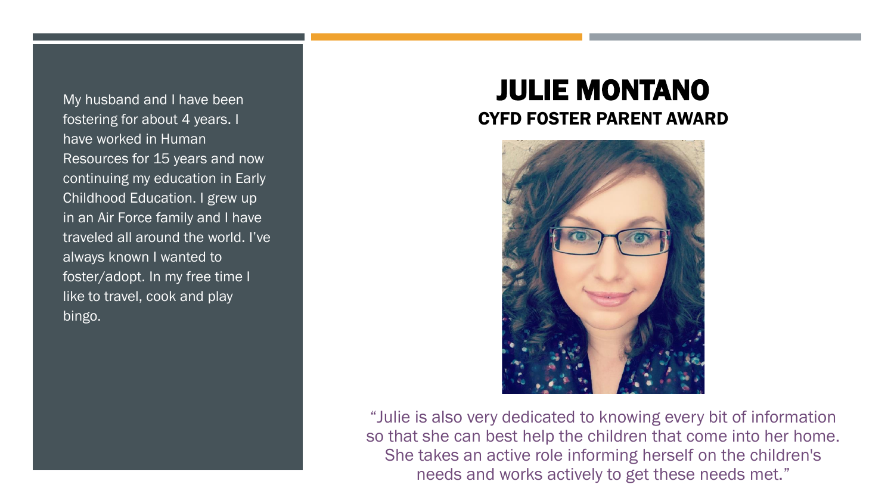# JULIE MONTANO

## CYFD FOSTER PARENT AWARD

My husband and I have been fostering for about 4 years. I have worked in Human Resources for 15 years and now continuing my education in Early Childhood Education. I grew up in an Air Force family and I have traveled all around the world. I've always known I wanted to foster/adopt. In my free time I like to travel, cook and play bingo.

"Julie is also very dedicated to knowing every bit of information so that she can best help the children that come into her home. She takes an active role informing herself on the children's needs and works actively to get these needs met."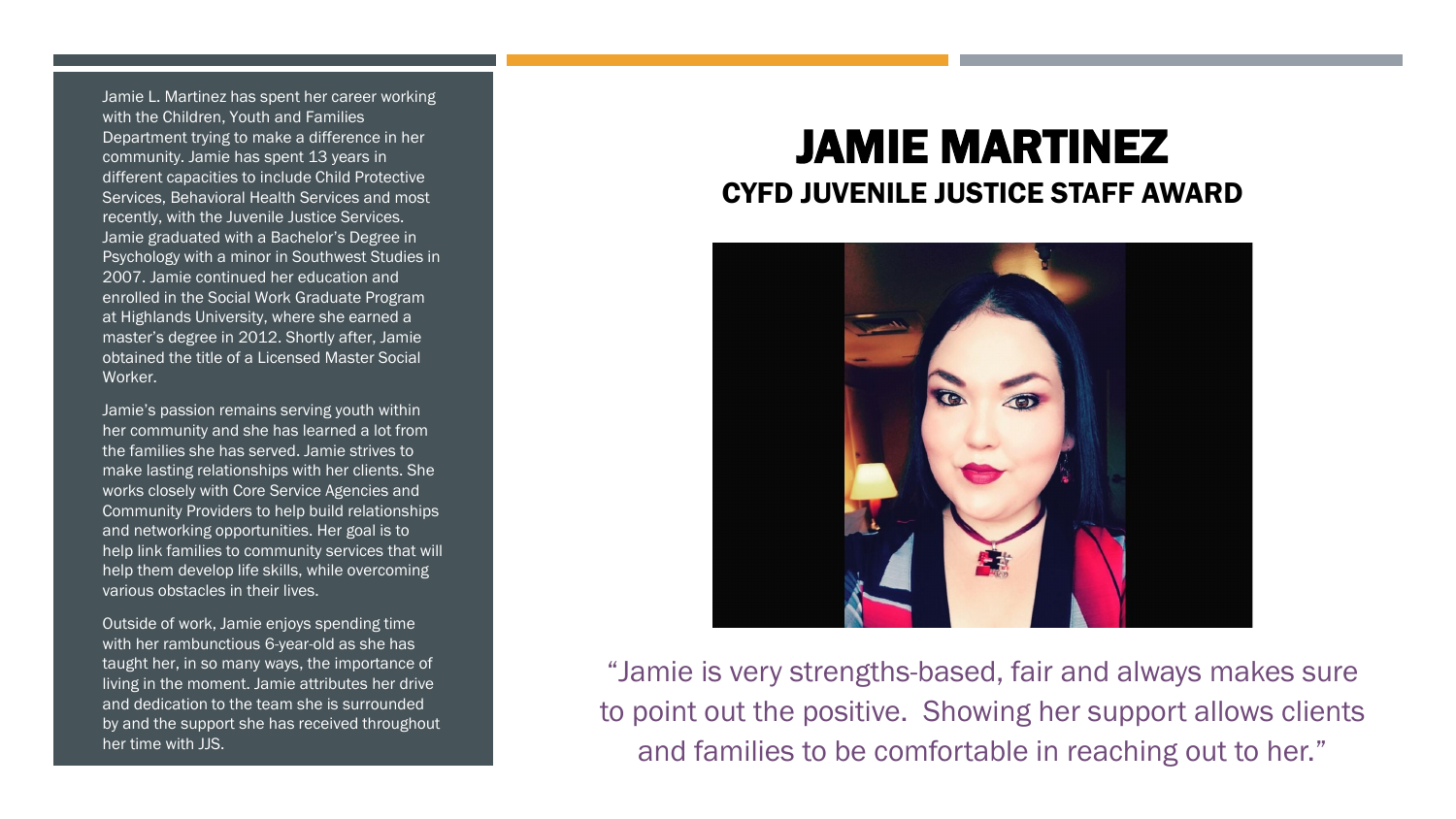# JAMIE MARTINEZ

## CYFD JUVENILE JUSTICE STAFF AWARD

Jamie L. Martinez has spent her career working with the Children, Youth and Families Department trying to make a difference in her community. Jamie has spent 13 years in different capacities to include Child Protective Services, Behavioral Health Services and most recently, with the Juvenile Justice Services. Jamie graduated with a Bachelor's Degree in Psychology with a minor in Southwest Studies in 2007. Jamie continued her education and enrolled in the Social Work Graduate Program at Highlands University, where she earned a master's degree in 2012. Shortly after, Jamie obtained the title of a Licensed Master Social Worker.

Jamie's passion remains serving youth within her community and she has learned a lot from the families she has served. Jamie strives to make lasting relationships with her clients. She works closely with Core Service Agencies and Community Providers to help build relationships and networking opportunities. Her goal is to help link families to community services that will help them develop life skills, while overcoming various obstacles in their lives.

Outside of work, Jamie enjoys spending time with her rambunctious 6-year-old as she has taught her, in so many ways, the importance of living in the moment. Jamie attributes her drive and dedication to the team she is surrounded by and the support she has received throughout her time with JJS.

"Jamie is very strengths-based, fair and always makes sure to point out the positive. Showing her support allows clients and families to be comfortable in reaching out to her."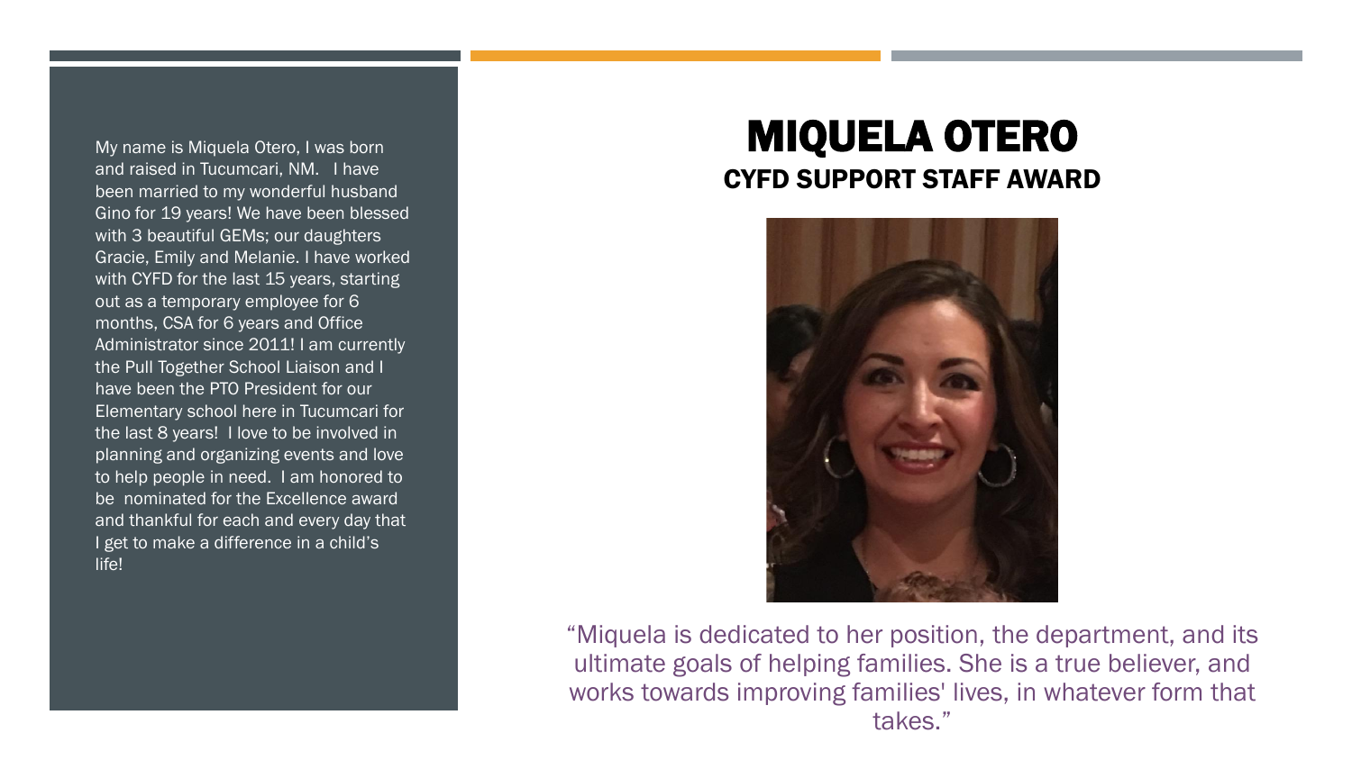# MIQUELA OTERO

## CYFD SUPPORT STAFF AWARD

My name is Miquela Otero, I was born and raised in Tucumcari, NM. I have been married to my wonderful husband Gino for 19 years! We have been blessed with 3 beautiful GEMs; our daughters Gracie, Emily and Melanie. I have worked with CYFD for the last 15 years, starting out as a temporary employee for 6 months, CSA for 6 years and Office Administrator since 2011! I am currently the Pull Together School Liaison and I have been the PTO President for our Elementary school here in Tucumcari for the last 8 years! I love to be involved in planning and organizing events and love to help people in need. I am honored to be nominated for the Excellence award and thankful for each and every day that I get to make a difference in a child's life!

"Miquela is dedicated to her position, the department, and its ultimate goals of helping families. She is a true believer, and works towards improving families' lives, in whatever form that takes."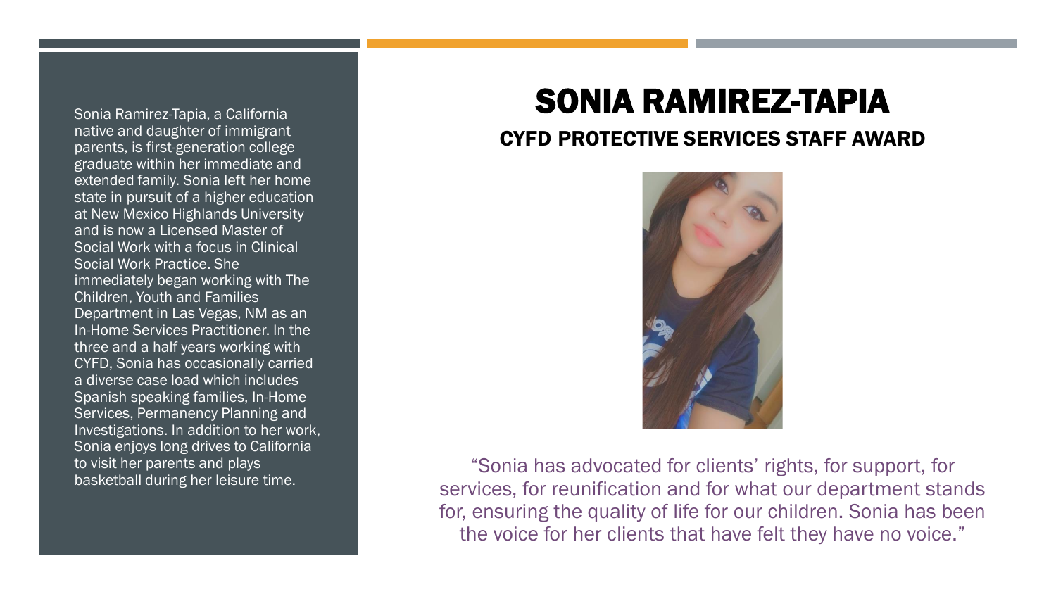# SONIA RAMIREZ-TAPIA

## CYFD PROTECTIVE SERVICES STAFF AWARD

Sonia Ramirez-Tapia, a California native and daughter of immigrant parents, is first-generation college graduate within her immediate and extended family. Sonia left her home state in pursuit of a higher education at New Mexico Highlands University and is now a Licensed Master of Social Work with a focus in Clinical Social Work Practice. She immediately began working with The Children, Youth and Families Department in Las Vegas, NM as an In-Home Services Practitioner. In the three and a half years working with CYFD, Sonia has occasionally carried a diverse case load which includes Spanish speaking families, In-Home Services, Permanency Planning and Investigations. In addition to her work, Sonia enjoys long drives to California to visit her parents and plays basketball during her leisure time.

"Sonia has advocated for clients' rights, for support, for services, for reunification and for what our department stands for, ensuring the quality of life for our children. Sonia has been the voice for her clients that have felt they have no voice."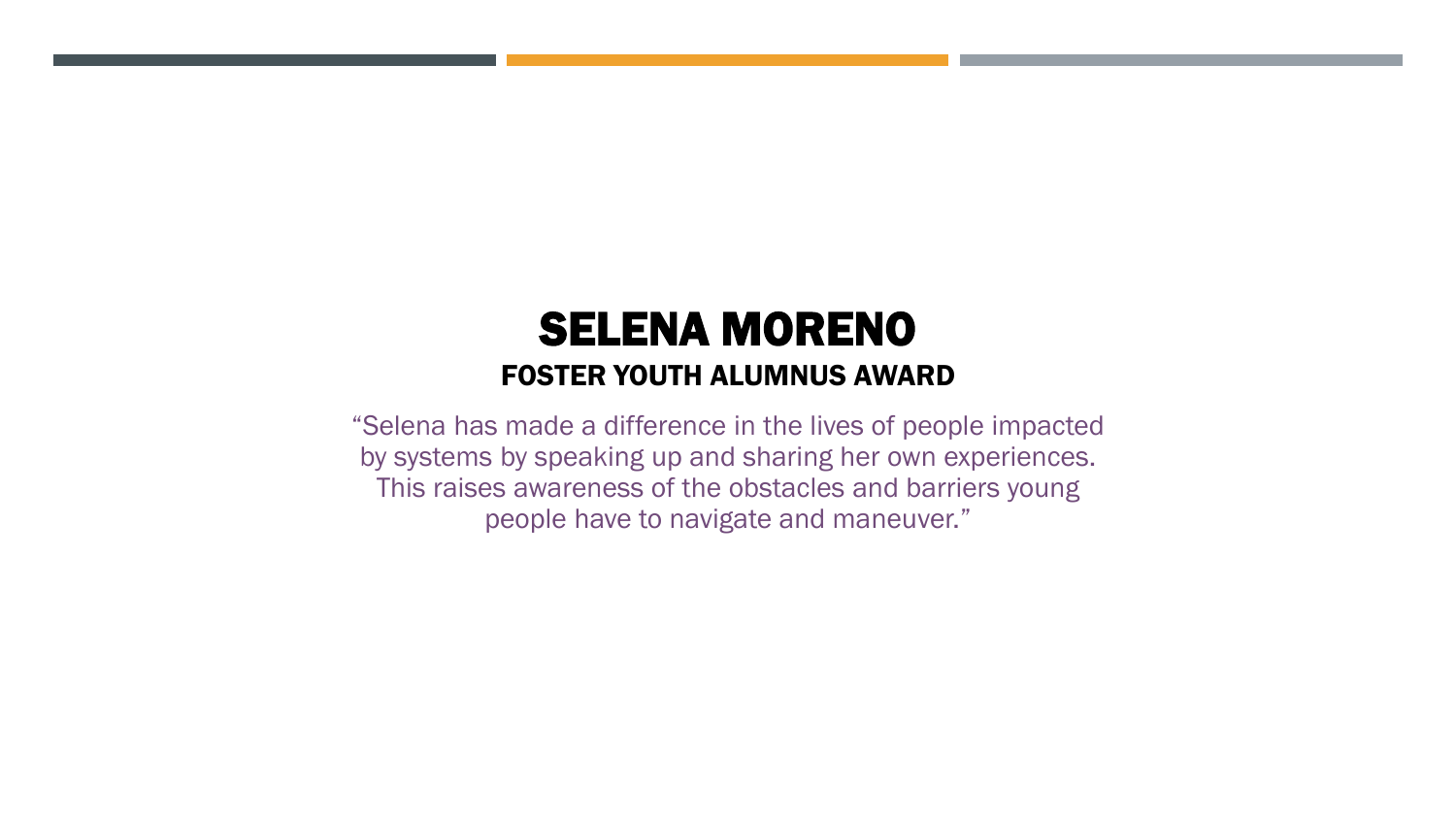# SELENA MORENO

## FOSTER YOUTH ALUMNUS AWARD

"Selena has made a difference in the lives of people impacted by systems by speaking up and sharing her own experiences. This raises awareness of the obstacles and barriers young people have to navigate and maneuver."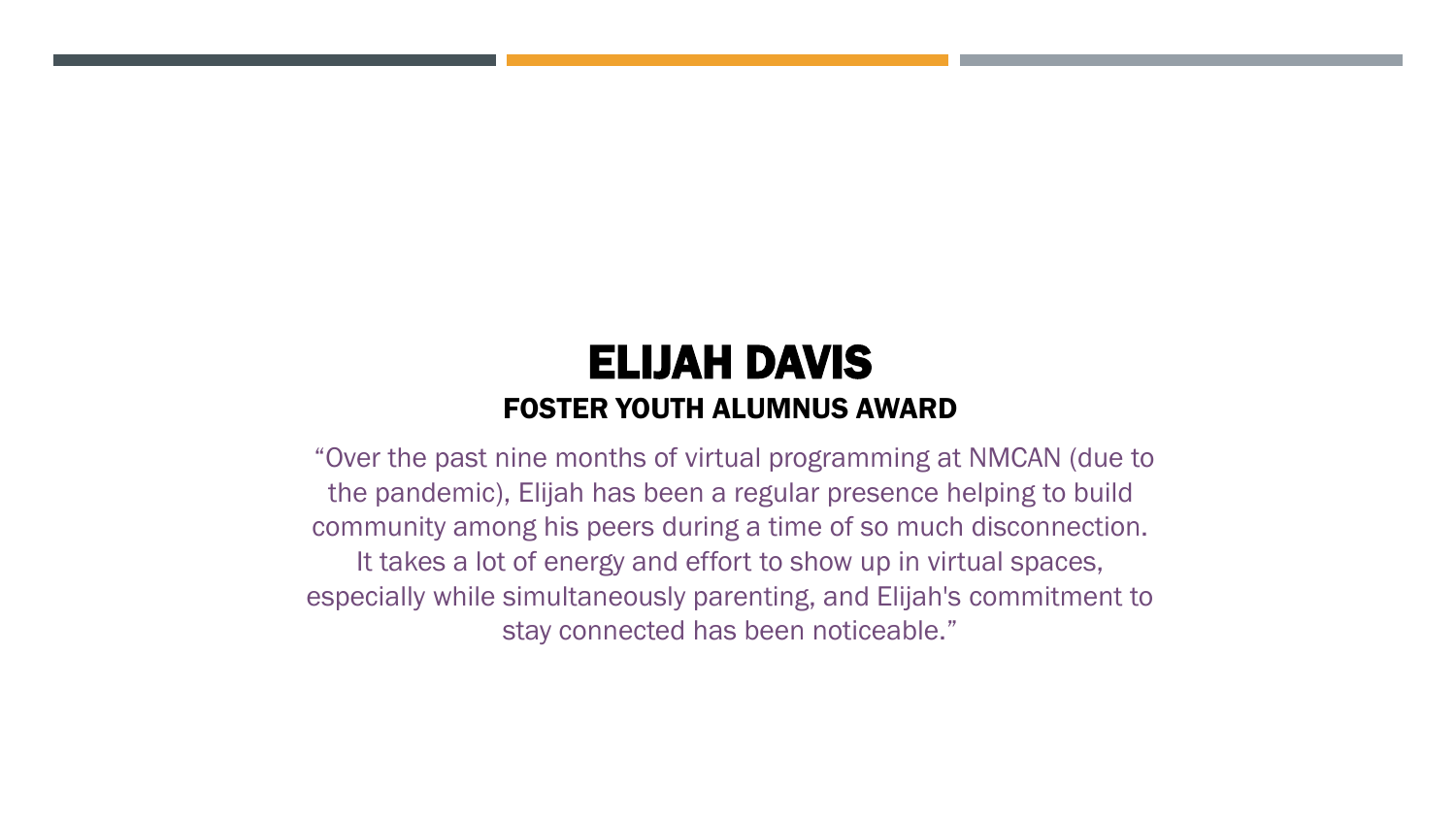# ELIJAH DAVIS

## FOSTER YOUTH ALUMNUS AWARD

"Over the past nine months of virtual programming at NMCAN (due to the pandemic), Elijah has been a regular presence helping to build community among his peers during a time of so much disconnection. It takes a lot of energy and effort to show up in virtual spaces, especially while simultaneously parenting, and Elijah's commitment to stay connected has been noticeable."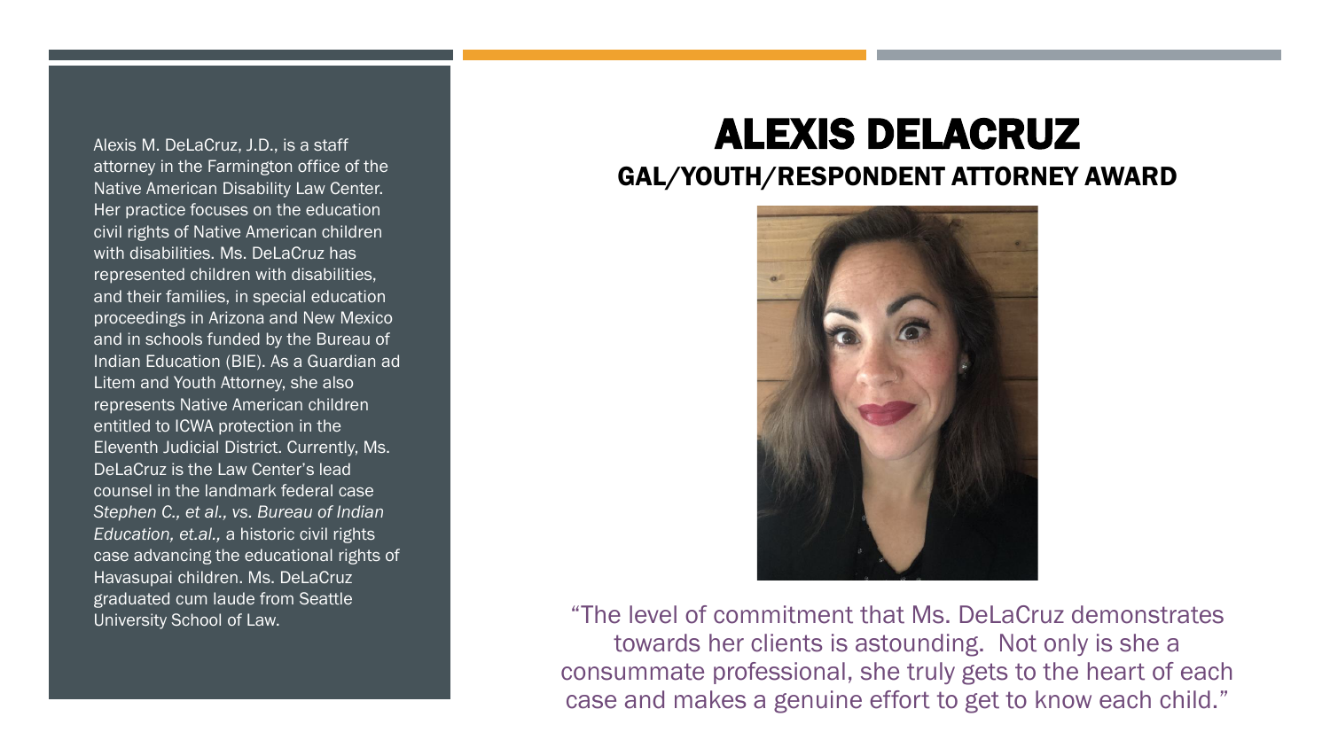# ALEXIS DELACRUZ

## GAL/YOUTH/RESPONDENT ATTORNEY AWARD

Alexis M. DeLaCruz, J.D., is a staff attorney in the Farmington office of the Native American Disability Law Center. Her practice focuses on the education civil rights of Native American children with disabilities. Ms. DeLaCruz has represented children with disabilities, and their families, in special education proceedings in Arizona and New Mexico and in schools funded by the Bureau of Indian Education (BIE). As a Guardian ad Litem and Youth Attorney, she also represents Native American children entitled to ICWA protection in the Eleventh Judicial District. Currently, Ms. DeLaCruz is the Law Center's lead counsel in the landmark federal case *Stephen C., et al., vs. Bureau of Indian Education, et.al.,* a historic civil rights case advancing the educational rights of Havasupai children. Ms. DeLaCruz graduated cum laude from Seattle University School of Law.

"The level of commitment that Ms. DeLaCruz demonstrates towards her clients is astounding. Not only is she a consummate professional, she truly gets to the heart of each case and makes a genuine effort to get to know each child."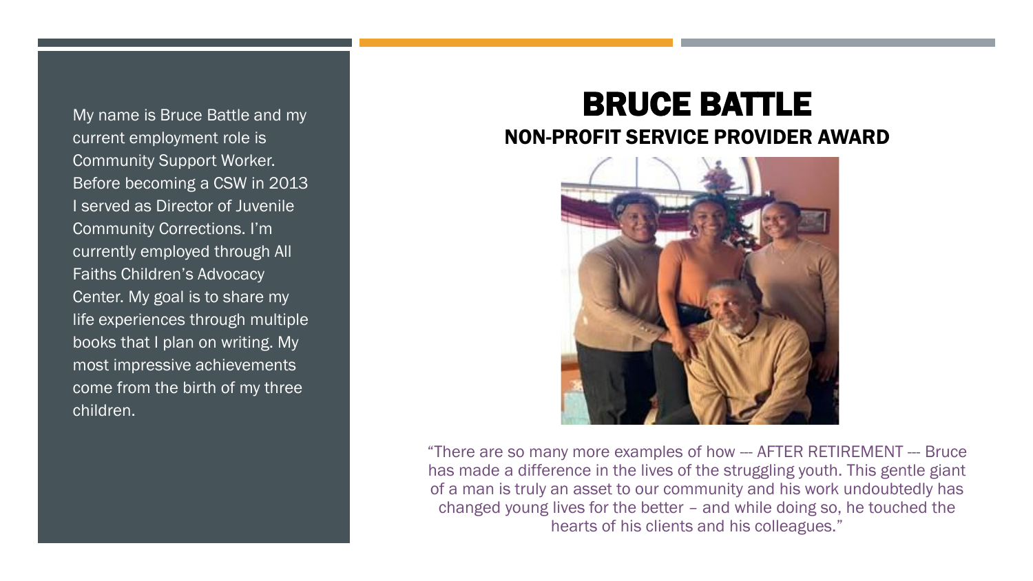# BRUCE BATTLE

## NON-PROFIT SERVICE PROVIDER AWARD

My name is Bruce Battle and my current employment role is Community Support Worker. Before becoming a CSW in 2013 I served as Director of Juvenile Community Corrections. I'm currently employed through All Faiths Children's Advocacy Center. My goal is to share my life experiences through multiple books that I plan on writing. My most impressive achievements come from the birth of my three children.

"There are so many more examples of how --- AFTER RETIREMENT --- Bruce has made a difference in the lives of the struggling youth. This gentle giant of a man is truly an asset to our community and his work undoubtedly has changed young lives for the better – and while doing so, he touched the hearts of his clients and his colleagues."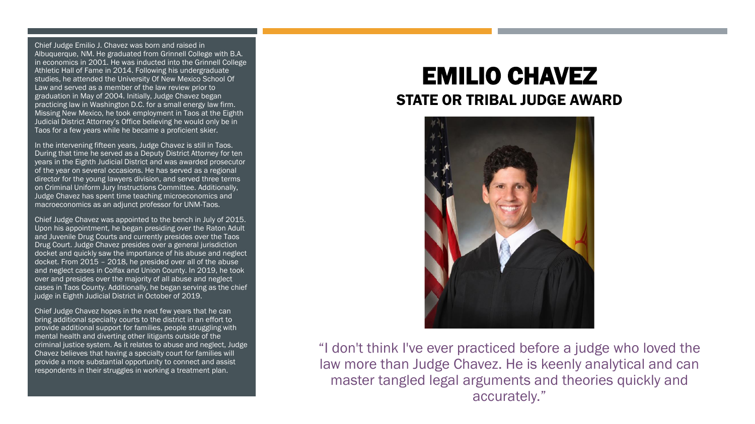# EMILIO CHAVEZ

## STATE OR TRIBAL JUDGE AWARD

Chief Judge Emilio J. Chavez was born and raised in Albuquerque, NM. He graduated from Grinnell College with B.A. in economics in 2001. He was inducted into the Grinnell College Athletic Hall of Fame in 2014. Following his undergraduate studies, he attended the University Of New Mexico School Of Law and served as a member of the law review prior to graduation in May of 2004. Initially, Judge Chavez began practicing law in Washington D.C. for a small energy law firm. Missing New Mexico, he took employment in Taos at the Eighth Judicial District Attorney's Office believing he would only be in Taos for a few years while he became a proficient skier.

In the intervening fifteen years, Judge Chavez is still in Taos. During that time he served as a Deputy District Attorney for ten years in the Eighth Judicial District and was awarded prosecutor of the year on several occasions. He has served as a regional director for the young lawyers division, and served three terms on Criminal Uniform Jury Instructions Committee. Additionally, Judge Chavez has spent time teaching microeconomics and macroeconomics as an adjunct professor for UNM-Taos.

Chief Judge Chavez was appointed to the bench in July of 2015. Upon his appointment, he began presiding over the Raton Adult and Juvenile Drug Courts and currently presides over the Taos Drug Court. Judge Chavez presides over a general jurisdiction docket and quickly saw the importance of his abuse and neglect docket. From 2015 – 2018, he presided over all of the abuse and neglect cases in Colfax and Union County. In 2019, he took over and presides over the majority of all abuse and neglect cases in Taos County. Additionally, he began serving as the chief judge in Eighth Judicial District in October of 2019.

Chief Judge Chavez hopes in the next few years that he can bring additional specialty courts to the district in an effort to provide additional support for families, people struggling with mental health and diverting other litigants outside of the criminal justice system. As it relates to abuse and neglect, Judge Chavez believes that having a specialty court for families will provide a more substantial opportunity to connect and assist respondents in their struggles in working a treatment plan.

"I don't think I've ever practiced before a judge who loved the law more than Judge Chavez. He is keenly analytical and can master tangled legal arguments and theories quickly and accurately."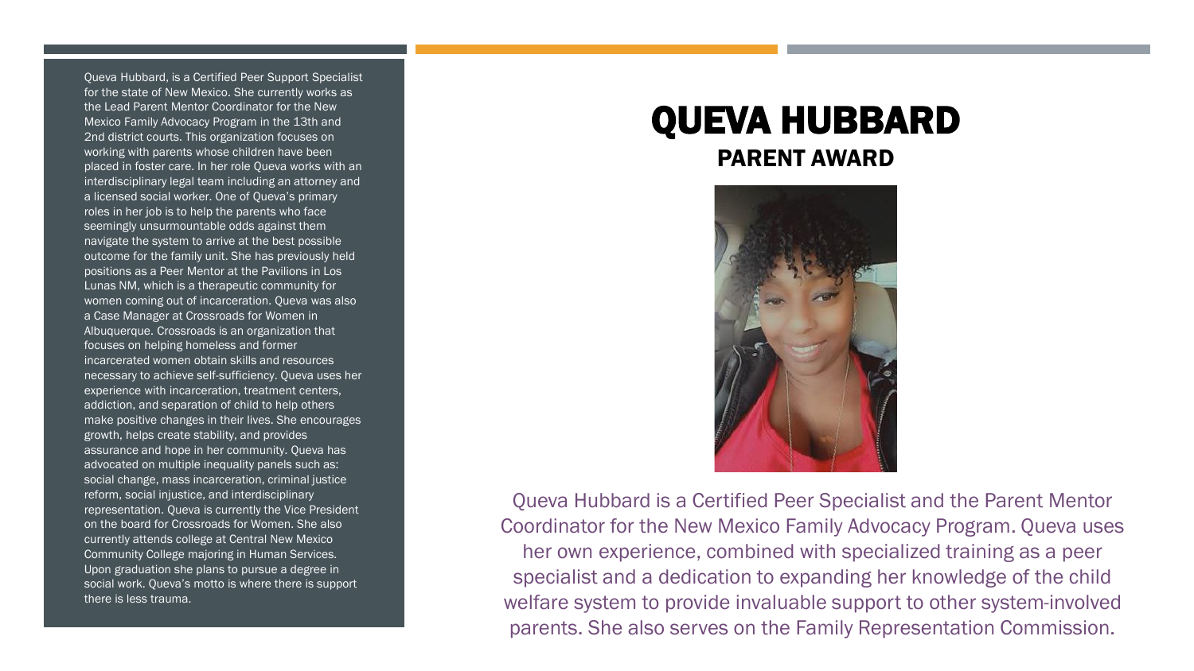# QUEVA HUBBARD

## PARENT AWARD

Queva Hubbard is a Certified Peer Specialist and the Parent Mentor Coordinator for the New Mexico Family Advocacy Program. Queva uses her own experience, combined with specialized training as a peer specialist and a dedication to expanding her knowledge of the child welfare system to provide invaluable support to other system-involved parents. She also serves on the Family Representation Commission.

Queva Hubbard, is a Certified Peer Support Specialist for the state of New Mexico. She currently works as the Lead Parent Mentor Coordinator for the New Mexico Family Advocacy Program in the 13th and 2nd district courts. This organization focuses on working with parents whose children have been placed in foster care. In her role Queva works with an interdisciplinary legal team including an attorney and a licensed social worker. One of Queva's primary roles in her job is to help the parents who face seemingly unsurmountable odds against them navigate the system to arrive at the best possible outcome for the family unit. She has previously held positions as a Peer Mentor at the Pavilions in Los Lunas NM, which is a therapeutic community for women coming out of incarceration. Queva was also a Case Manager at Crossroads for Women in Albuquerque. Crossroads is an organization that focuses on helping homeless and former incarcerated women obtain skills and resources necessary to achieve self-sufficiency. Queva uses her experience with incarceration, treatment centers, addiction, and separation of child to help others make positive changes in their lives. She encourages growth, helps create stability, and provides assurance and hope in her community. Queva has advocated on multiple inequality panels such as: social change, mass incarceration, criminal justice reform, social injustice, and interdisciplinary representation. Queva is currently the Vice President on the board for Crossroads for Women. She also currently attends college at Central New Mexico Community College majoring in Human Services. Upon graduation she plans to pursue a degree in social work. Queva's motto is where there is support there is less trauma.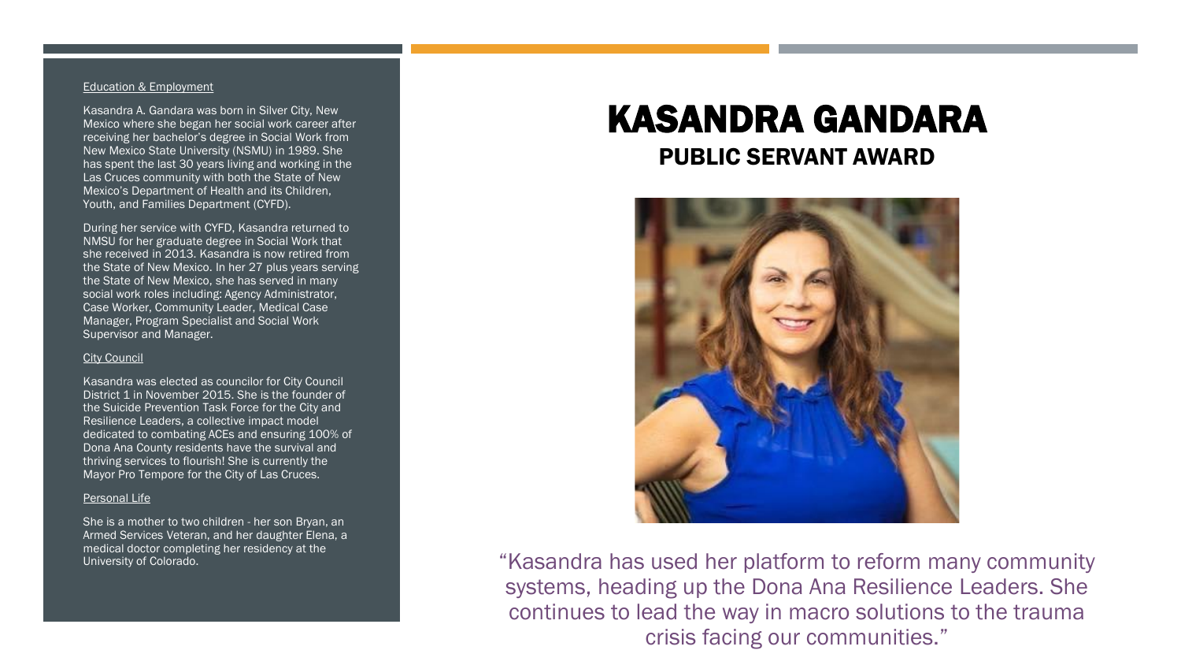# KASANDRA GANDARA

## PUBLIC SERVANT AWARD

### Education & Employment

Kasandra A. Gandara was born in Silver City, New Mexico where she began her social work career after receiving her bachelor's degree in Social Work from New Mexico State University (NSMU) in 1989. She has spent the last 30 years living and working in the Las Cruces community with both the State of New Mexico's Department of Health and its Children, Youth, and Families Department (CYFD).

During her service with CYFD, Kasandra returned to NMSU for her graduate degree in Social Work that she received in 2013. Kasandra is now retired from the State of New Mexico. In her 27 plus years serving the State of New Mexico, she has served in many social work roles including: Agency Administrator, Case Worker, Community Leader, Medical Case Manager, Program Specialist and Social Work Supervisor and Manager.

### City Council

Kasandra was elected as councilor for City Council District 1 in November 2015. She is the founder of the Suicide Prevention Task Force for the City and Resilience Leaders, a collective impact model dedicated to combating ACEs and ensuring 100% of Dona Ana County residents have the survival and thriving services to flourish! She is currently the Mayor Pro Tempore for the City of Las Cruces.

### Personal Life

She is a mother to two children - her son Bryan, an Armed Services Veteran, and her daughter Elena, a medical doctor completing her residency at the University of Colorado.

"Kasandra has used her platform to reform many community systems, heading up the Dona Ana Resilience Leaders. She continues to lead the way in macro solutions to the trauma crisis facing our communities."